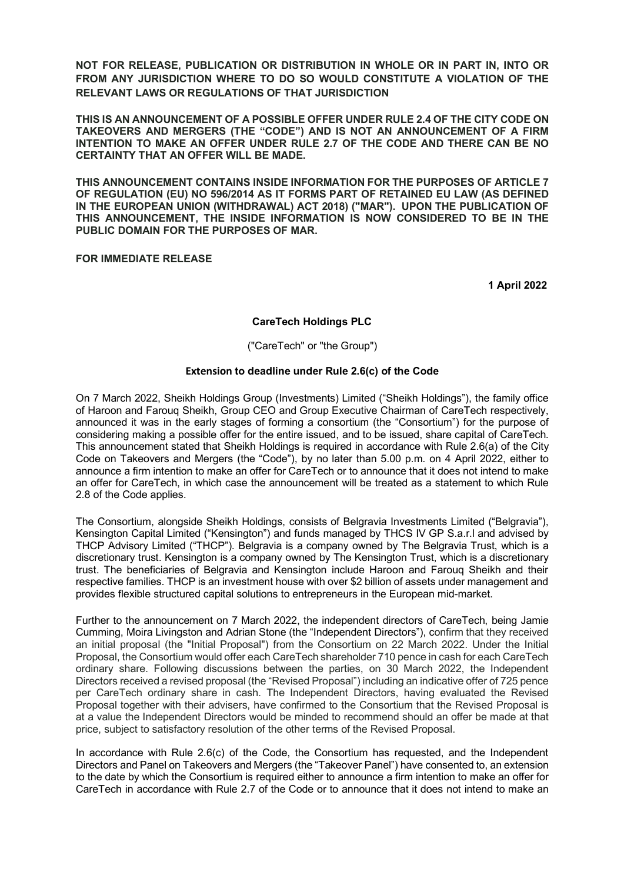**NOT FOR RELEASE, PUBLICATION OR DISTRIBUTION IN WHOLE OR IN PART IN, INTO OR FROM ANY JURISDICTION WHERE TO DO SO WOULD CONSTITUTE A VIOLATION OF THE RELEVANT LAWS OR REGULATIONS OF THAT JURISDICTION**

**THIS IS AN ANNOUNCEMENT OF A POSSIBLE OFFER UNDER RULE 2.4 OF THE CITY CODE ON TAKEOVERS AND MERGERS (THE "CODE") AND IS NOT AN ANNOUNCEMENT OF A FIRM INTENTION TO MAKE AN OFFER UNDER RULE 2.7 OF THE CODE AND THERE CAN BE NO CERTAINTY THAT AN OFFER WILL BE MADE.**

**THIS ANNOUNCEMENT CONTAINS INSIDE INFORMATION FOR THE PURPOSES OF ARTICLE 7 OF REGULATION (EU) NO 596/2014 AS IT FORMS PART OF RETAINED EU LAW (AS DEFINED IN THE EUROPEAN UNION (WITHDRAWAL) ACT 2018) ("MAR"). UPON THE PUBLICATION OF THIS ANNOUNCEMENT, THE INSIDE INFORMATION IS NOW CONSIDERED TO BE IN THE PUBLIC DOMAIN FOR THE PURPOSES OF MAR.**

**FOR IMMEDIATE RELEASE**

**1 April 2022**

**CareTech Holdings PLC**

("CareTech" or "the Group")

**Extension to deadline under Rule 2.6(c) of the Code**

On 7 March 2022, Sheikh Holdings Group (Investments) Limited ("Sheikh Holdings"), the family office of Haroon and Farouq Sheikh, Group CEO and Group Executive Chairman of CareTech respectively, announced it was in the early stages of forming a consortium (the "Consortium") for the purpose of considering making a possible offer for the entire issued, and to be issued, share capital of CareTech. This announcement stated that Sheikh Holdings is required in accordance with Rule 2.6(a) of the City Code on Takeovers and Mergers (the "Code"), by no later than 5.00 p.m. on 4 April 2022, either to announce a firm intention to make an offer for CareTech or to announce that it does not intend to make an offer for CareTech, in which case the announcement will be treated as a statement to which Rule 2.8 of the Code applies.

The Consortium, alongside Sheikh Holdings, consists of Belgravia Investments Limited ("Belgravia"), Kensington Capital Limited ("Kensington") and funds managed by THCS IV GP S.a.r.l and advised by THCP Advisory Limited ("THCP"). Belgravia is a company owned by The Belgravia Trust, which is a discretionary trust. Kensington is a company owned by The Kensington Trust, which is a discretionary trust. The beneficiaries of Belgravia and Kensington include Haroon and Farouq Sheikh and their respective families. THCP is an investment house with over $2 billion of assets under management and provides flexible structured capital solutions to entrepreneurs in the European mid-market.

Further to the announcement on 7 March 2022, the independent directors of CareTech, being Jamie Cumming, Moira Livingston and Adrian Stone (the "Independent Directors"), confirm that they received an initial proposal (the "Initial Proposal") from the Consortium on 22 March 2022. Under the Initial Proposal, the Consortium would offer each CareTech shareholder 710 pence in cash for each CareTech ordinary share. Following discussions between the parties, on 30 March 2022, the Independent Directors received a revised proposal (the "Revised Proposal") including an indicative offer of 725 pence per CareTech ordinary share in cash. The Independent Directors, having evaluated the Revised Proposal together with their advisers, have confirmed to the Consortium that the Revised Proposal is at a value the Independent Directors would be minded to recommend should an offer be made at that price, subject to satisfactory resolution of the other terms of the Revised Proposal.

In accordance with Rule 2.6(c) of the Code, the Consortium has requested, and the Independent Directors and Panel on Takeovers and Mergers (the "Takeover Panel") have consented to, an extension to the date by which the Consortium is required either to announce a firm intention to make an offer for CareTech in accordance with Rule 2.7 of the Code or to announce that it does not intend to make an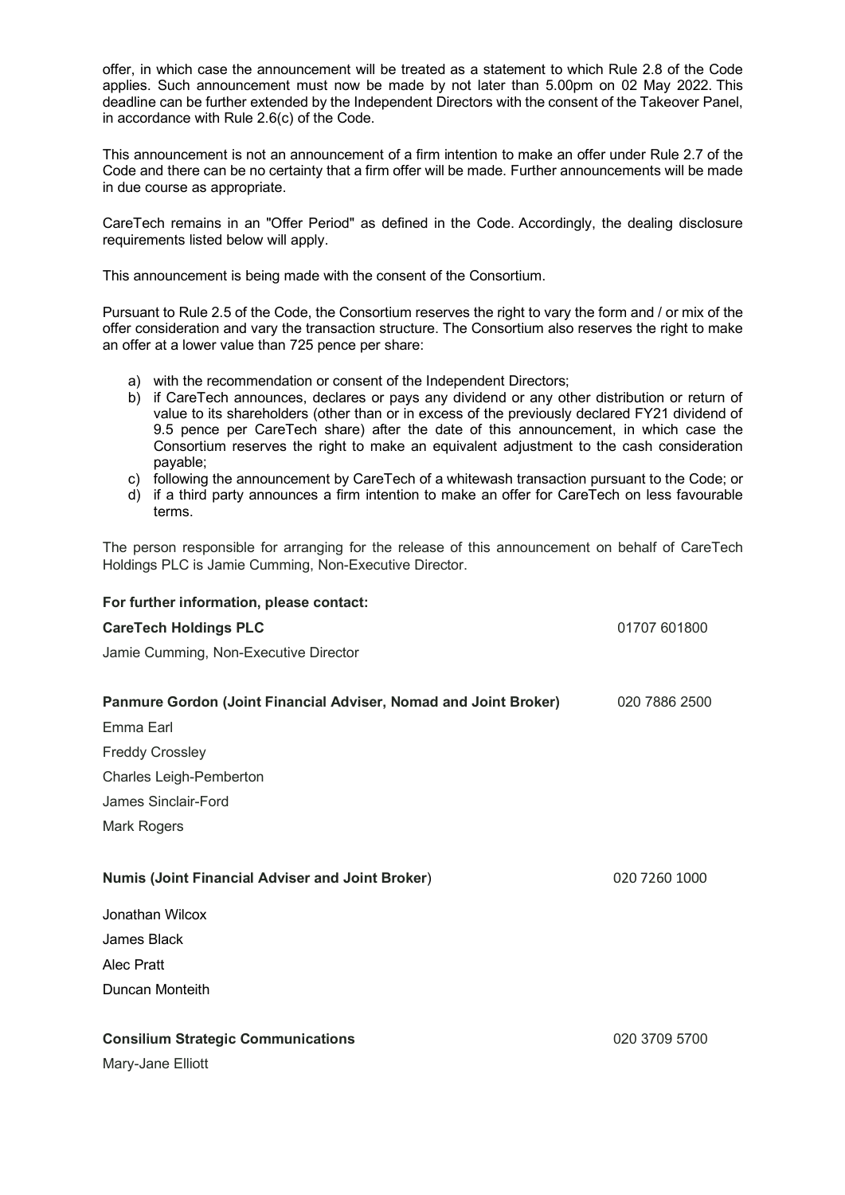offer, in which case the announcement will be treated as a statement to which Rule 2.8 of the Code applies. Such announcement must now be made by not later than 5.00pm on 02 May 2022. This deadline can be further extended by the Independent Directors with the consent of the Takeover Panel, in accordance with Rule 2.6(c) of the Code.

This announcement is not an announcement of a firm intention to make an offer under Rule 2.7 of the Code and there can be no certainty that a firm offer will be made. Further announcements will be made in due course as appropriate.

CareTech remains in an "Offer Period" as defined in the Code. Accordingly, the dealing disclosure requirements listed below will apply.

This announcement is being made with the consent of the Consortium.

Pursuant to Rule 2.5 of the Code, the Consortium reserves the right to vary the form and / or mix of the offer consideration and vary the transaction structure. The Consortium also reserves the right to make an offer at a lower value than 725 pence per share:

a) with the recommendation or consent of the Independent Directors;
b) if CareTech announces, declares or pays any dividend or any other distribution or return of value to its shareholders (other than or in excess of the previously declared FY21 dividend of 9.5 pence per CareTech share) after the date of this announcement, in which case the Consortium reserves the right to make an equivalent adjustment to the cash consideration payable;
c) following the announcement by CareTech of a whitewash transaction pursuant to the Code; or
d) if a third party announces a firm intention to make an offer for CareTech on less favourable terms.

The person responsible for arranging for the release of this announcement on behalf of CareTech Holdings PLC is Jamie Cumming, Non-Executive Director.

**For further information, please contact:**

**CareTech Holdings PLC** 01707 601800

Jamie Cumming, Non-Executive Director

**Panmure Gordon (Joint Financial Adviser, Nomad and Joint Broker)** 020 7886 2500

Emma Earl

Freddy Crossley

Charles Leigh-Pemberton

James Sinclair-Ford

Mark Rogers

**Numis (Joint Financial Adviser and Joint Broker**) 020 7260 1000

Jonathan Wilcox

James Black

Alec Pratt

Duncan Monteith

**Consilium Strategic Communications** 020 3709 5700

Mary-Jane Elliott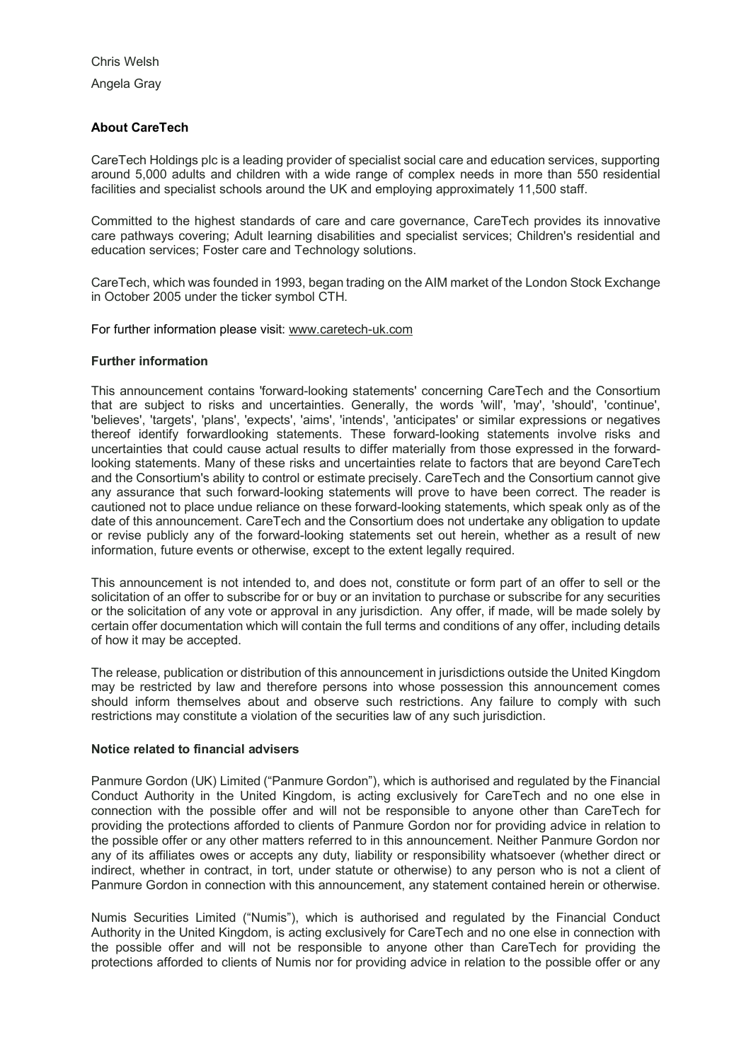Chris Welsh

Angela Gray

**About CareTech**

CareTech Holdings plc is a leading provider of specialist social care and education services, supporting around 5,000 adults and children with a wide range of complex needs in more than 550 residential facilities and specialist schools around the UK and employing approximately 11,500 staff.

Committed to the highest standards of care and care governance, CareTech provides its innovative care pathways covering; Adult learning disabilities and specialist services; Children's residential and education services; Foster care and Technology solutions.

CareTech, which was founded in 1993, began trading on the AIM market of the London Stock Exchange in October 2005 under the ticker symbol CTH.

For further information please visit: www.caretech-uk.com

**Further information**

This announcement contains 'forward-looking statements' concerning CareTech and the Consortium that are subject to risks and uncertainties. Generally, the words 'will', 'may', 'should', 'continue', 'believes', 'targets', 'plans', 'expects', 'aims', 'intends', 'anticipates' or similar expressions or negatives thereof identify forwardlooking statements. These forward-looking statements involve risks and uncertainties that could cause actual results to differ materially from those expressed in the forward-looking statements. Many of these risks and uncertainties relate to factors that are beyond CareTech and the Consortium's ability to control or estimate precisely. CareTech and the Consortium cannot give any assurance that such forward-looking statements will prove to have been correct. The reader is cautioned not to place undue reliance on these forward-looking statements, which speak only as of the date of this announcement. CareTech and the Consortium does not undertake any obligation to update or revise publicly any of the forward-looking statements set out herein, whether as a result of new information, future events or otherwise, except to the extent legally required.

This announcement is not intended to, and does not, constitute or form part of an offer to sell or the solicitation of an offer to subscribe for or buy or an invitation to purchase or subscribe for any securities or the solicitation of any vote or approval in any jurisdiction. Any offer, if made, will be made solely by certain offer documentation which will contain the full terms and conditions of any offer, including details of how it may be accepted.

The release, publication or distribution of this announcement in jurisdictions outside the United Kingdom may be restricted by law and therefore persons into whose possession this announcement comes should inform themselves about and observe such restrictions. Any failure to comply with such restrictions may constitute a violation of the securities law of any such jurisdiction.

**Notice related to financial advisers**

Panmure Gordon (UK) Limited ("Panmure Gordon"), which is authorised and regulated by the Financial Conduct Authority in the United Kingdom, is acting exclusively for CareTech and no one else in connection with the possible offer and will not be responsible to anyone other than CareTech for providing the protections afforded to clients of Panmure Gordon nor for providing advice in relation to the possible offer or any other matters referred to in this announcement. Neither Panmure Gordon nor any of its affiliates owes or accepts any duty, liability or responsibility whatsoever (whether direct or indirect, whether in contract, in tort, under statute or otherwise) to any person who is not a client of Panmure Gordon in connection with this announcement, any statement contained herein or otherwise.

Numis Securities Limited ("Numis"), which is authorised and regulated by the Financial Conduct Authority in the United Kingdom, is acting exclusively for CareTech and no one else in connection with the possible offer and will not be responsible to anyone other than CareTech for providing the protections afforded to clients of Numis nor for providing advice in relation to the possible offer or any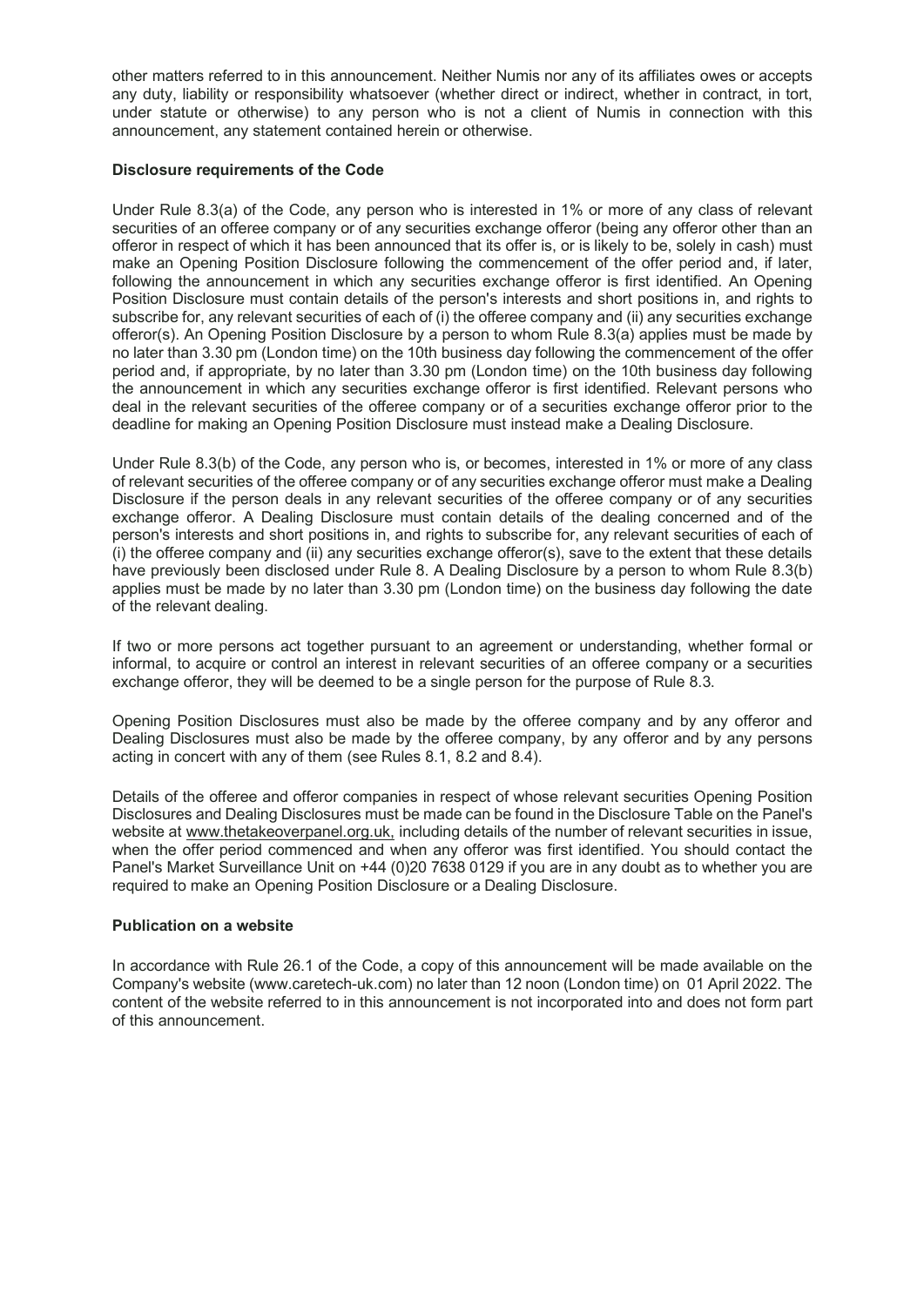other matters referred to in this announcement. Neither Numis nor any of its affiliates owes or accepts any duty, liability or responsibility whatsoever (whether direct or indirect, whether in contract, in tort, under statute or otherwise) to any person who is not a client of Numis in connection with this announcement, any statement contained herein or otherwise.

**Disclosure requirements of the Code**

Under Rule 8.3(a) of the Code, any person who is interested in 1% or more of any class of relevant securities of an offeree company or of any securities exchange offeror (being any offeror other than an offeror in respect of which it has been announced that its offer is, or is likely to be, solely in cash) must make an Opening Position Disclosure following the commencement of the offer period and, if later, following the announcement in which any securities exchange offeror is first identified. An Opening Position Disclosure must contain details of the person's interests and short positions in, and rights to subscribe for, any relevant securities of each of (i) the offeree company and (ii) any securities exchange offeror(s). An Opening Position Disclosure by a person to whom Rule 8.3(a) applies must be made by no later than 3.30 pm (London time) on the 10th business day following the commencement of the offer period and, if appropriate, by no later than 3.30 pm (London time) on the 10th business day following the announcement in which any securities exchange offeror is first identified. Relevant persons who deal in the relevant securities of the offeree company or of a securities exchange offeror prior to the deadline for making an Opening Position Disclosure must instead make a Dealing Disclosure.

Under Rule 8.3(b) of the Code, any person who is, or becomes, interested in 1% or more of any class of relevant securities of the offeree company or of any securities exchange offeror must make a Dealing Disclosure if the person deals in any relevant securities of the offeree company or of any securities exchange offeror. A Dealing Disclosure must contain details of the dealing concerned and of the person's interests and short positions in, and rights to subscribe for, any relevant securities of each of (i) the offeree company and (ii) any securities exchange offeror(s), save to the extent that these details have previously been disclosed under Rule 8. A Dealing Disclosure by a person to whom Rule 8.3(b) applies must be made by no later than 3.30 pm (London time) on the business day following the date of the relevant dealing.

If two or more persons act together pursuant to an agreement or understanding, whether formal or informal, to acquire or control an interest in relevant securities of an offeree company or a securities exchange offeror, they will be deemed to be a single person for the purpose of Rule 8.3.

Opening Position Disclosures must also be made by the offeree company and by any offeror and Dealing Disclosures must also be made by the offeree company, by any offeror and by any persons acting in concert with any of them (see Rules 8.1, 8.2 and 8.4).

Details of the offeree and offeror companies in respect of whose relevant securities Opening Position Disclosures and Dealing Disclosures must be made can be found in the Disclosure Table on the Panel's website at www.thetakeoverpanel.org.uk, including details of the number of relevant securities in issue, when the offer period commenced and when any offeror was first identified. You should contact the Panel's Market Surveillance Unit on +44 (0)20 7638 0129 if you are in any doubt as to whether you are required to make an Opening Position Disclosure or a Dealing Disclosure.

**Publication on a website**

In accordance with Rule 26.1 of the Code, a copy of this announcement will be made available on the Company's website (www.caretech-uk.com) no later than 12 noon (London time) on 01 April 2022. The content of the website referred to in this announcement is not incorporated into and does not form part of this announcement.